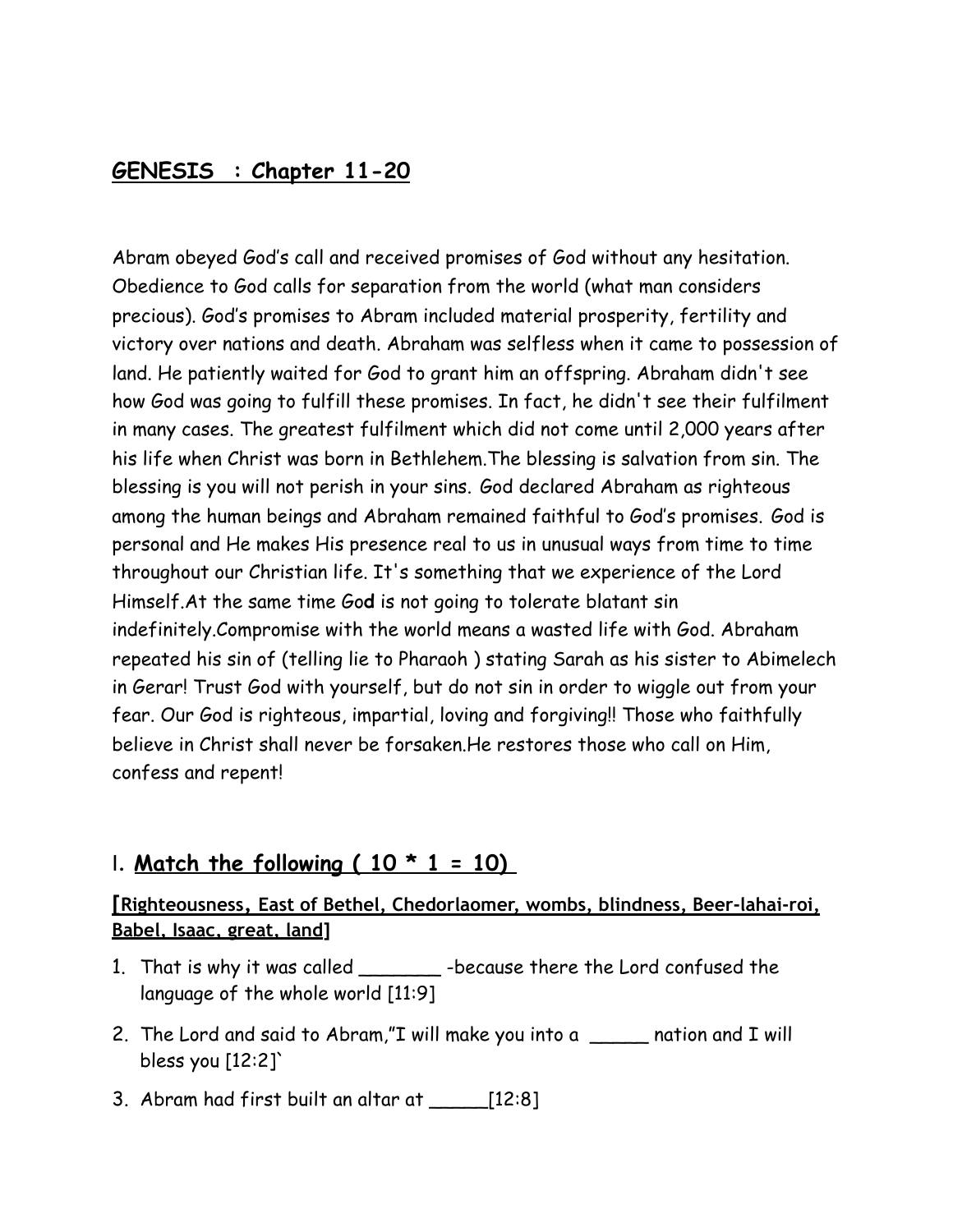## GENESIS : Chapter 11-20

Abram obeyed God's call and received promises of God without any hesitation. Obedience to God calls for separation from the world (what man considers precious). God's promises to Abram included material prosperity, fertility and victory over nations and death. Abraham was selfless when it came to possession of land. He patiently waited for God to grant him an offspring. Abraham didn't see how God was going to fulfill these promises. In fact, he didn't see their fulfilment in many cases. The greatest fulfilment which did not come until 2,000 years after his life when Christ was born in Bethlehem.The blessing is salvation from sin. The blessing is you will not perish in your sins. God declared Abraham as righteous among the human beings and Abraham remained faithful to God's promises. God is personal and He makes His presence real to us in unusual ways from time to time throughout our Christian life. It's something that we experience of the Lord Himself.At the same time God is not going to tolerate blatant sin indefinitely.Compromise with the world means a wasted life with God. Abraham repeated his sin of (telling lie to Pharaoh ) stating Sarah as his sister to Abimelech in Gerar! Trust God with yourself, but do not sin in order to wiggle out from your fear. Our God is righteous, impartial, loving and forgiving!! Those who faithfully believe in Christ shall never be forsaken.He restores those who call on Him, confess and repent!

## I. Match the following ( 10 * 1 = 10)

**[Righteousness, East of Bethel, Chedorlaomer, wombs, blindness, Beer-lahai-roi, Babel, Isaac, great, land]**

1. That is why it was called _______ -because there the Lord confused the language of the whole world [11:9]
2. The Lord and said to Abram,"I will make you into a _____ nation and I will bless you [12:2]`
3. Abram had first built an altar at _____[12:8]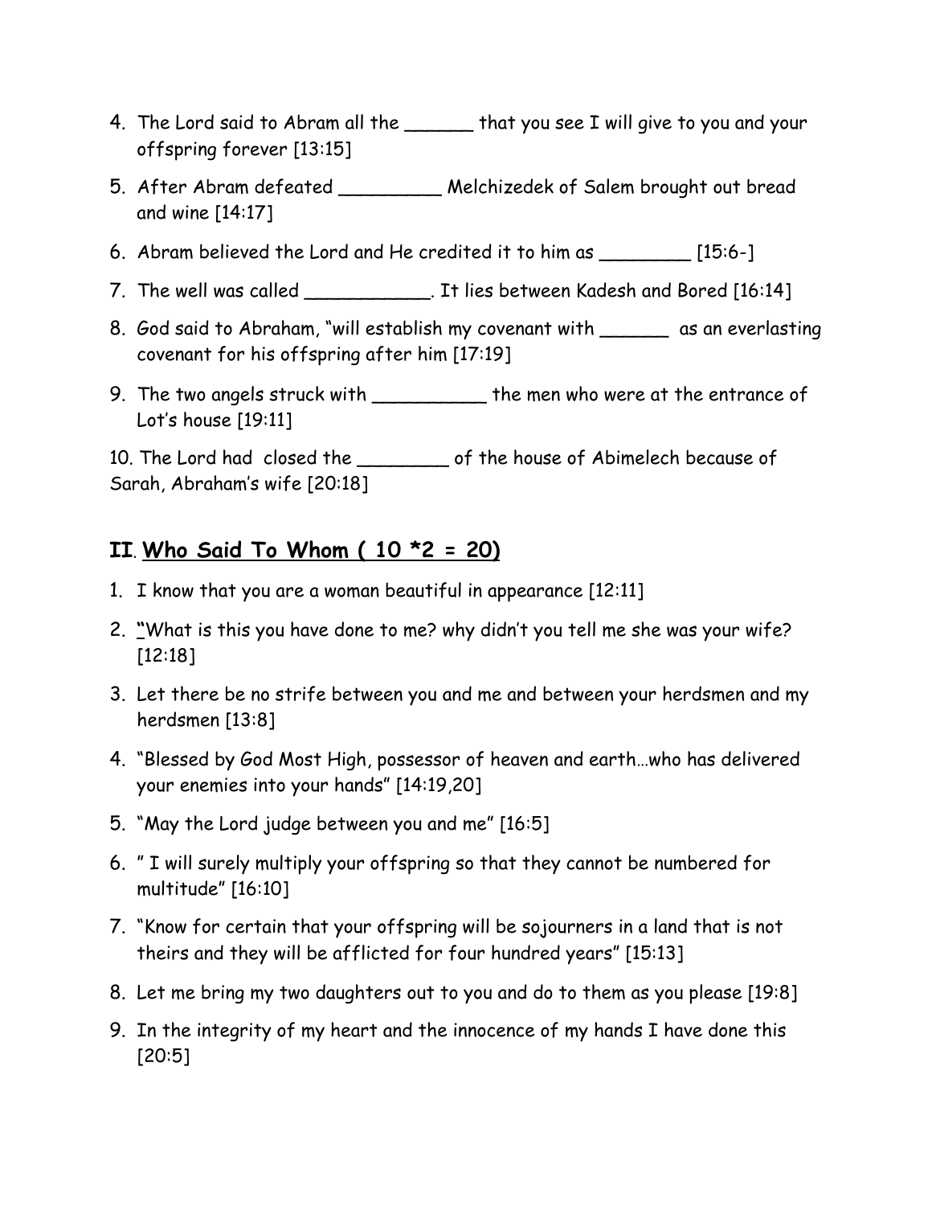4. The Lord said to Abram all the ______ that you see I will give to you and your offspring forever [13:15]
5. After Abram defeated _________ Melchizedek of Salem brought out bread and wine [14:17]
6. Abram believed the Lord and He credited it to him as ________ [15:6-]
7. The well was called ___________. It lies between Kadesh and Bored [16:14]
8. God said to Abraham, "will establish my covenant with ______ as an everlasting covenant for his offspring after him [17:19]
9. The two angels struck with __________ the men who were at the entrance of Lot's house [19:11]

10. The Lord had closed the ________ of the house of Abimelech because of Sarah, Abraham's wife [20:18]

## II. Who Said To Whom ( 10 *2 = 20)

1. I know that you are a woman beautiful in appearance [12:11]
2. "What is this you have done to me? why didn't you tell me she was your wife? [12:18]
3. Let there be no strife between you and me and between your herdsmen and my herdsmen [13:8]
4. "Blessed by God Most High, possessor of heaven and earth…who has delivered your enemies into your hands" [14:19,20]
5. "May the Lord judge between you and me" [16:5]
6. " I will surely multiply your offspring so that they cannot be numbered for multitude" [16:10]
7. "Know for certain that your offspring will be sojourners in a land that is not theirs and they will be afflicted for four hundred years" [15:13]
8. Let me bring my two daughters out to you and do to them as you please [19:8]
9. In the integrity of my heart and the innocence of my hands I have done this [20:5]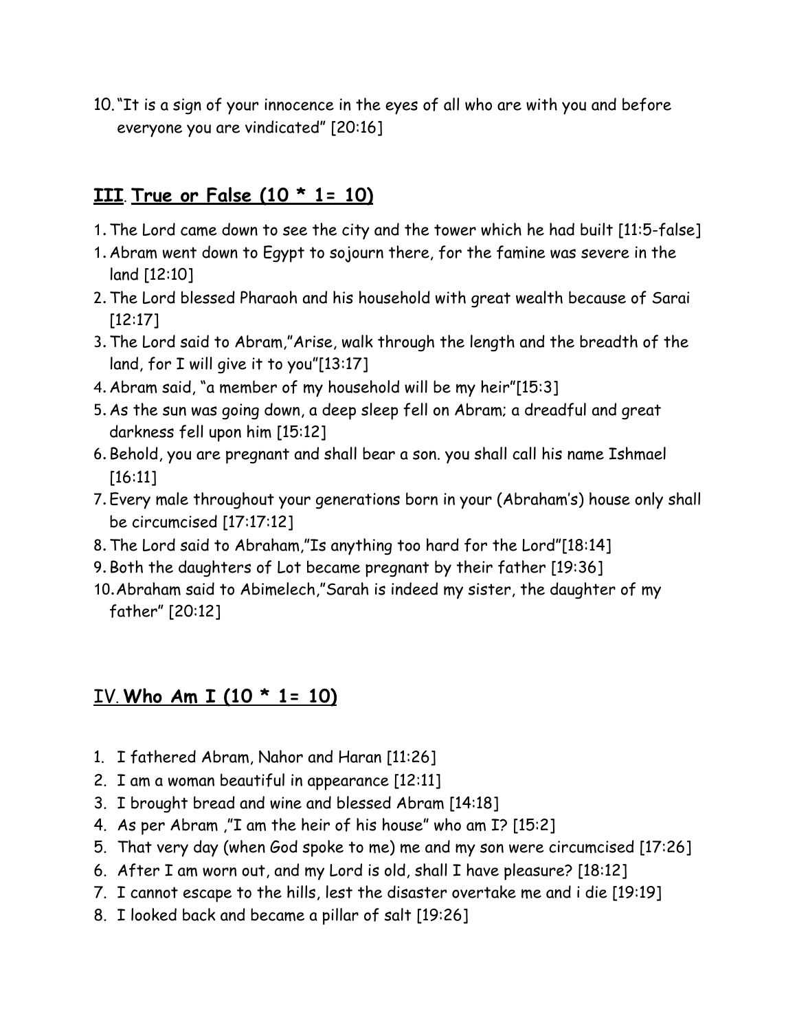10. "It is a sign of your innocence in the eyes of all who are with you and before everyone you are vindicated" [20:16]

## III. True or False (10 * 1= 10)

1. The Lord came down to see the city and the tower which he had built [11:5-false]
1. Abram went down to Egypt to sojourn there, for the famine was severe in the land [12:10]
2. The Lord blessed Pharaoh and his household with great wealth because of Sarai [12:17]
3. The Lord said to Abram,"Arise, walk through the length and the breadth of the land, for I will give it to you"[13:17]
4. Abram said, "a member of my household will be my heir"[15:3]
5. As the sun was going down, a deep sleep fell on Abram; a dreadful and great darkness fell upon him [15:12]
6. Behold, you are pregnant and shall bear a son. you shall call his name Ishmael [16:11]
7. Every male throughout your generations born in your (Abraham's) house only shall be circumcised [17:17:12]
8. The Lord said to Abraham,"Is anything too hard for the Lord"[18:14]
9. Both the daughters of Lot became pregnant by their father [19:36]
10. Abraham said to Abimelech,"Sarah is indeed my sister, the daughter of my father" [20:12]

## IV. Who Am I (10 * 1= 10)

1. I fathered Abram, Nahor and Haran [11:26]
2. I am a woman beautiful in appearance [12:11]
3. I brought bread and wine and blessed Abram [14:18]
4. As per Abram ,"I am the heir of his house" who am I? [15:2]
5. That very day (when God spoke to me) me and my son were circumcised [17:26]
6. After I am worn out, and my Lord is old, shall I have pleasure? [18:12]
7. I cannot escape to the hills, lest the disaster overtake me and i die [19:19]
8. I looked back and became a pillar of salt [19:26]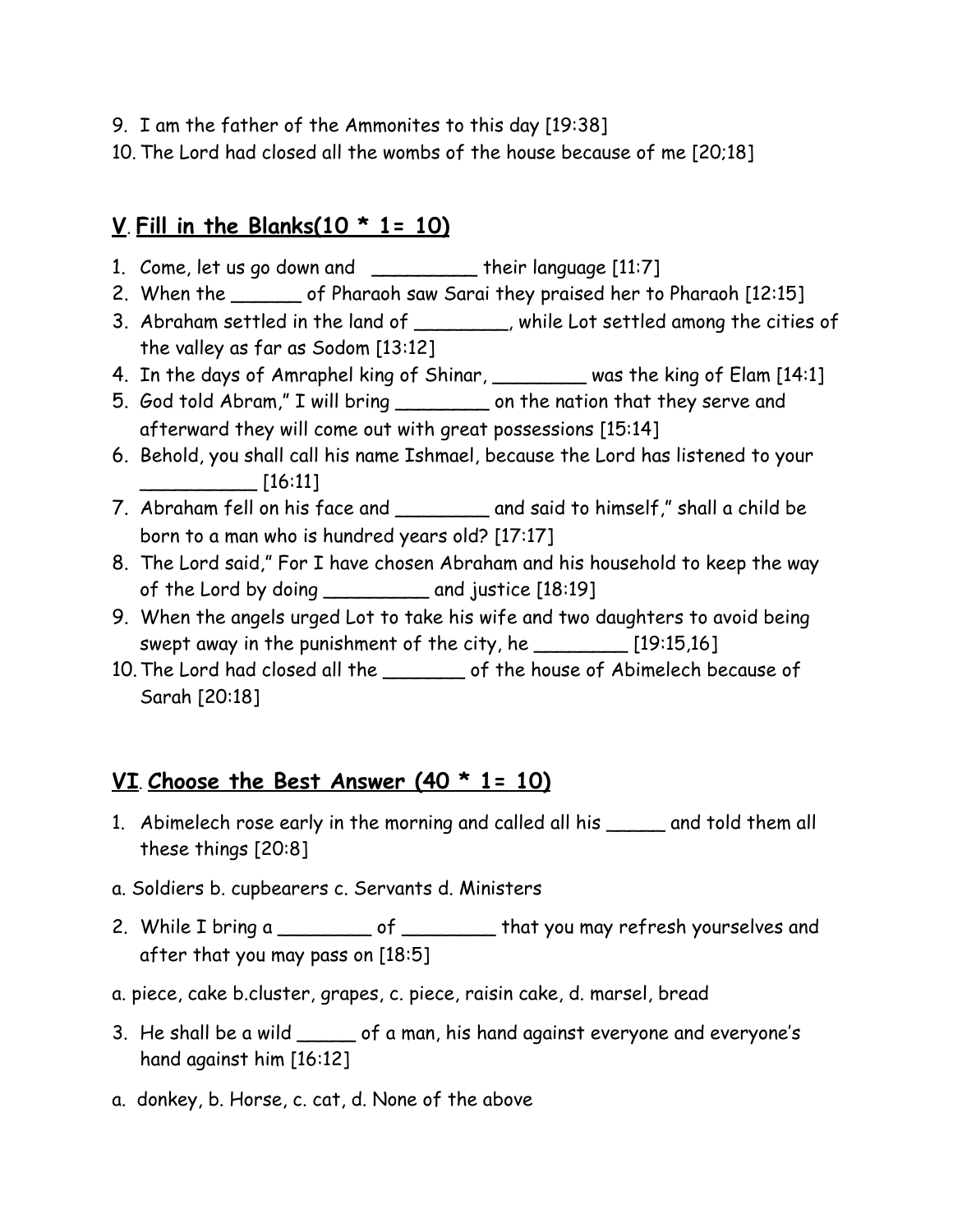9. I am the father of the Ammonites to this day [19:38]
10. The Lord had closed all the wombs of the house because of me [20;18]

## **V. Fill in the Blanks(10 * 1= 10)**

1. Come, let us go down and _________ their language [11:7]
2. When the ______ of Pharaoh saw Sarai they praised her to Pharaoh [12:15]
3. Abraham settled in the land of ________, while Lot settled among the cities of the valley as far as Sodom [13:12]
4. In the days of Amraphel king of Shinar, ________ was the king of Elam [14:1]
5. God told Abram," I will bring ________ on the nation that they serve and afterward they will come out with great possessions [15:14]
6. Behold, you shall call his name Ishmael, because the Lord has listened to your __________ [16:11]
7. Abraham fell on his face and ________ and said to himself," shall a child be born to a man who is hundred years old? [17:17]
8. The Lord said," For I have chosen Abraham and his household to keep the way of the Lord by doing _________ and justice [18:19]
9. When the angels urged Lot to take his wife and two daughters to avoid being swept away in the punishment of the city, he ________ [19:15,16]
10. The Lord had closed all the _______ of the house of Abimelech because of Sarah [20:18]

## **VI. Choose the Best Answer (40 * 1= 10)**

1. Abimelech rose early in the morning and called all his _____ and told them all these things [20:8]

a. Soldiers b. cupbearers c. Servants d. Ministers

2. While I bring a ________ of ________ that you may refresh yourselves and after that you may pass on [18:5]

a. piece, cake b.cluster, grapes, c. piece, raisin cake, d. marsel, bread

3. He shall be a wild _____ of a man, his hand against everyone and everyone's hand against him [16:12]

a. donkey, b. Horse, c. cat, d. None of the above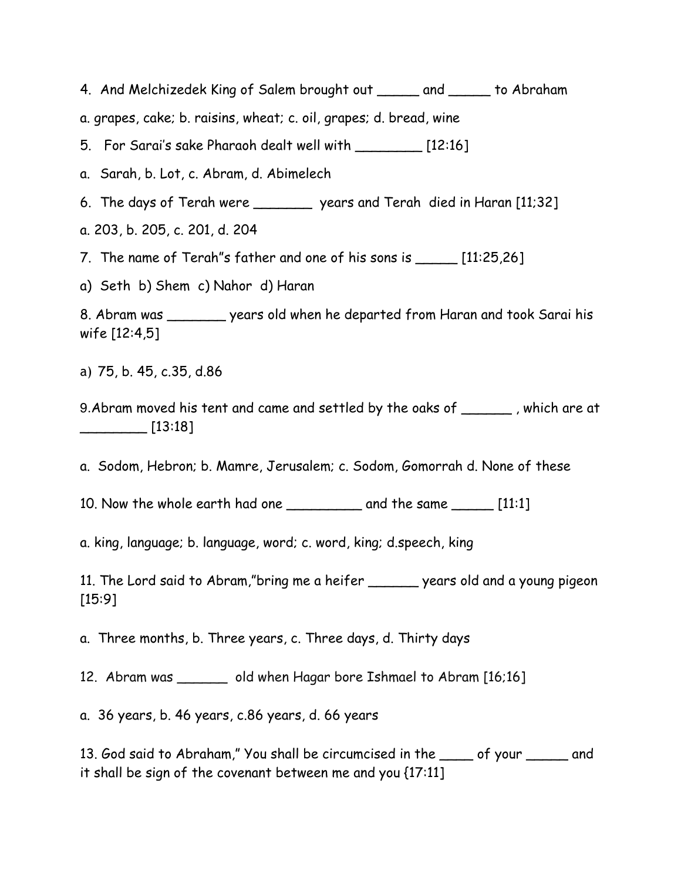4. And Melchizedek King of Salem brought out _____ and _____ to Abraham

a. grapes, cake; b. raisins, wheat; c. oil, grapes; d. bread, wine

5. For Sarai's sake Pharaoh dealt well with ________ [12:16]

a. Sarah, b. Lot, c. Abram, d. Abimelech

6. The days of Terah were _______ years and Terah died in Haran [11;32]

a. 203, b. 205, c. 201, d. 204

7. The name of Terah"s father and one of his sons is _____ [11:25,26]

a) Seth b) Shem c) Nahor d) Haran

8. Abram was _______ years old when he departed from Haran and took Sarai his wife [12:4,5]

a) 75, b. 45, c.35, d.86

9.Abram moved his tent and came and settled by the oaks of ______ , which are at ________ [13:18]

a. Sodom, Hebron; b. Mamre, Jerusalem; c. Sodom, Gomorrah d. None of these

10. Now the whole earth had one _________ and the same _____ [11:1]

a. king, language; b. language, word; c. word, king; d.speech, king

11. The Lord said to Abram,"bring me a heifer ______ years old and a young pigeon [15:9]

a. Three months, b. Three years, c. Three days, d. Thirty days

12. Abram was ______ old when Hagar bore Ishmael to Abram [16;16]

a. 36 years, b. 46 years, c.86 years, d. 66 years

13. God said to Abraham," You shall be circumcised in the ____ of your _____ and it shall be sign of the covenant between me and you {17:11]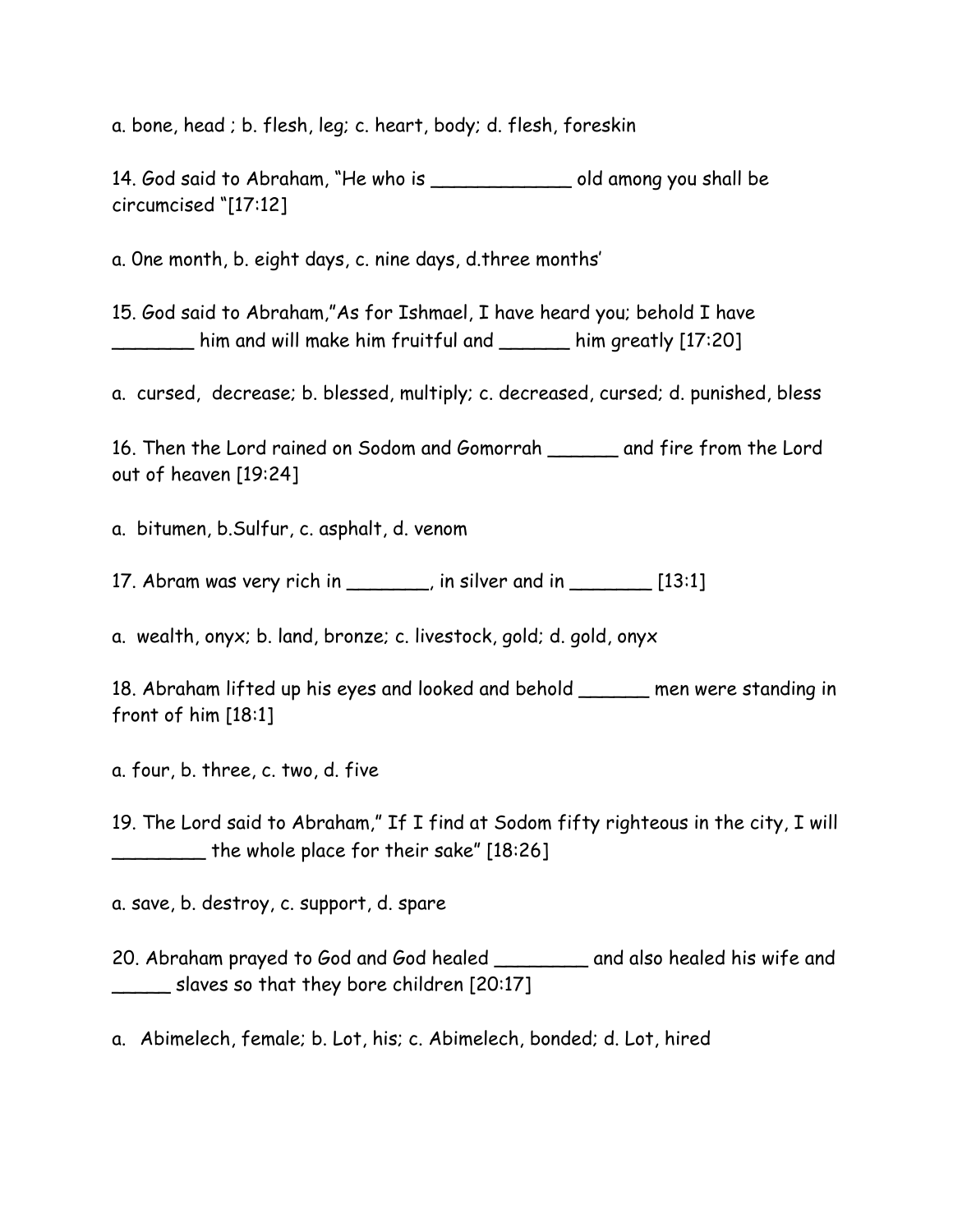a. bone, head ; b. flesh, leg; c. heart, body; d. flesh, foreskin

14. God said to Abraham, "He who is ____________ old among you shall be circumcised "[17:12]

a. 0ne month, b. eight days, c. nine days, d.three months'

15. God said to Abraham,"As for Ishmael, I have heard you; behold I have _______ him and will make him fruitful and ______ him greatly [17:20]

a. cursed, decrease; b. blessed, multiply; c. decreased, cursed; d. punished, bless

16. Then the Lord rained on Sodom and Gomorrah ______ and fire from the Lord out of heaven [19:24]

a. bitumen, b.Sulfur, c. asphalt, d. venom

17. Abram was very rich in _______, in silver and in _______ [13:1]

a. wealth, onyx; b. land, bronze; c. livestock, gold; d. gold, onyx

18. Abraham lifted up his eyes and looked and behold ______ men were standing in front of him [18:1]

a. four, b. three, c. two, d. five

19. The Lord said to Abraham," If I find at Sodom fifty righteous in the city, I will ________ the whole place for their sake" [18:26]

a. save, b. destroy, c. support, d. spare

20. Abraham prayed to God and God healed ________ and also healed his wife and _____ slaves so that they bore children [20:17]

a. Abimelech, female; b. Lot, his; c. Abimelech, bonded; d. Lot, hired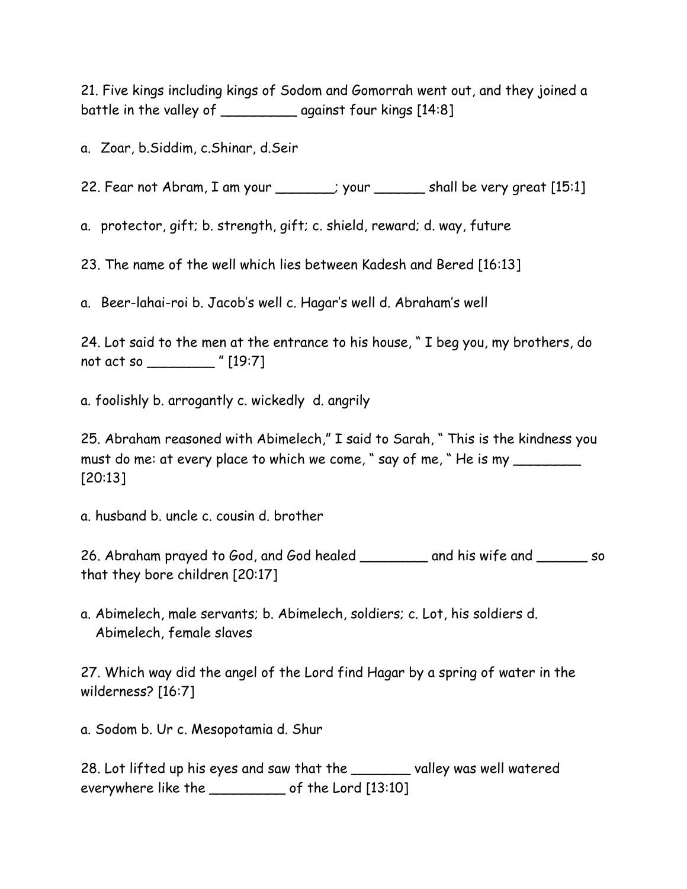21. Five kings including kings of Sodom and Gomorrah went out, and they joined a battle in the valley of _________ against four kings [14:8]

a. Zoar, b.Siddim, c.Shinar, d.Seir

22. Fear not Abram, I am your _______; your ______ shall be very great [15:1]

a. protector, gift; b. strength, gift; c. shield, reward; d. way, future

23. The name of the well which lies between Kadesh and Bered [16:13]

a. Beer-lahai-roi b. Jacob's well c. Hagar's well d. Abraham's well

24. Lot said to the men at the entrance to his house, " I beg you, my brothers, do not act so ________ " [19:7]

a. foolishly b. arrogantly c. wickedly d. angrily

25. Abraham reasoned with Abimelech," I said to Sarah, " This is the kindness you must do me: at every place to which we come, " say of me, " He is my ________ [20:13]

a. husband b. uncle c. cousin d. brother

26. Abraham prayed to God, and God healed ________ and his wife and ______ so that they bore children [20:17]

a. Abimelech, male servants; b. Abimelech, soldiers; c. Lot, his soldiers d. Abimelech, female slaves

27. Which way did the angel of the Lord find Hagar by a spring of water in the wilderness? [16:7]

a. Sodom b. Ur c. Mesopotamia d. Shur

28. Lot lifted up his eyes and saw that the _______ valley was well watered everywhere like the _________ of the Lord [13:10]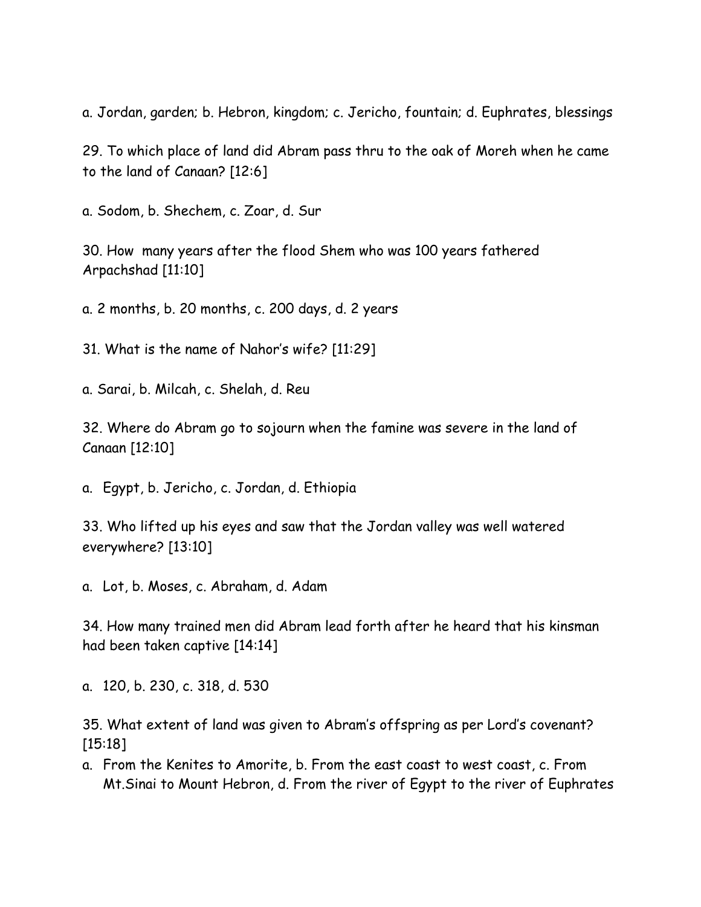a. Jordan, garden; b. Hebron, kingdom; c. Jericho, fountain; d. Euphrates, blessings

29. To which place of land did Abram pass thru to the oak of Moreh when he came to the land of Canaan? [12:6]

a. Sodom, b. Shechem, c. Zoar, d. Sur

30. How many years after the flood Shem who was 100 years fathered Arpachshad [11:10]

a. 2 months, b. 20 months, c. 200 days, d. 2 years

31. What is the name of Nahor's wife? [11:29]

a. Sarai, b. Milcah, c. Shelah, d. Reu

32. Where do Abram go to sojourn when the famine was severe in the land of Canaan [12:10]

a. Egypt, b. Jericho, c. Jordan, d. Ethiopia

33. Who lifted up his eyes and saw that the Jordan valley was well watered everywhere? [13:10]

a. Lot, b. Moses, c. Abraham, d. Adam

34. How many trained men did Abram lead forth after he heard that his kinsman had been taken captive [14:14]

a. 120, b. 230, c. 318, d. 530

35. What extent of land was given to Abram's offspring as per Lord's covenant? [15:18]

a. From the Kenites to Amorite, b. From the east coast to west coast, c. From Mt.Sinai to Mount Hebron, d. From the river of Egypt to the river of Euphrates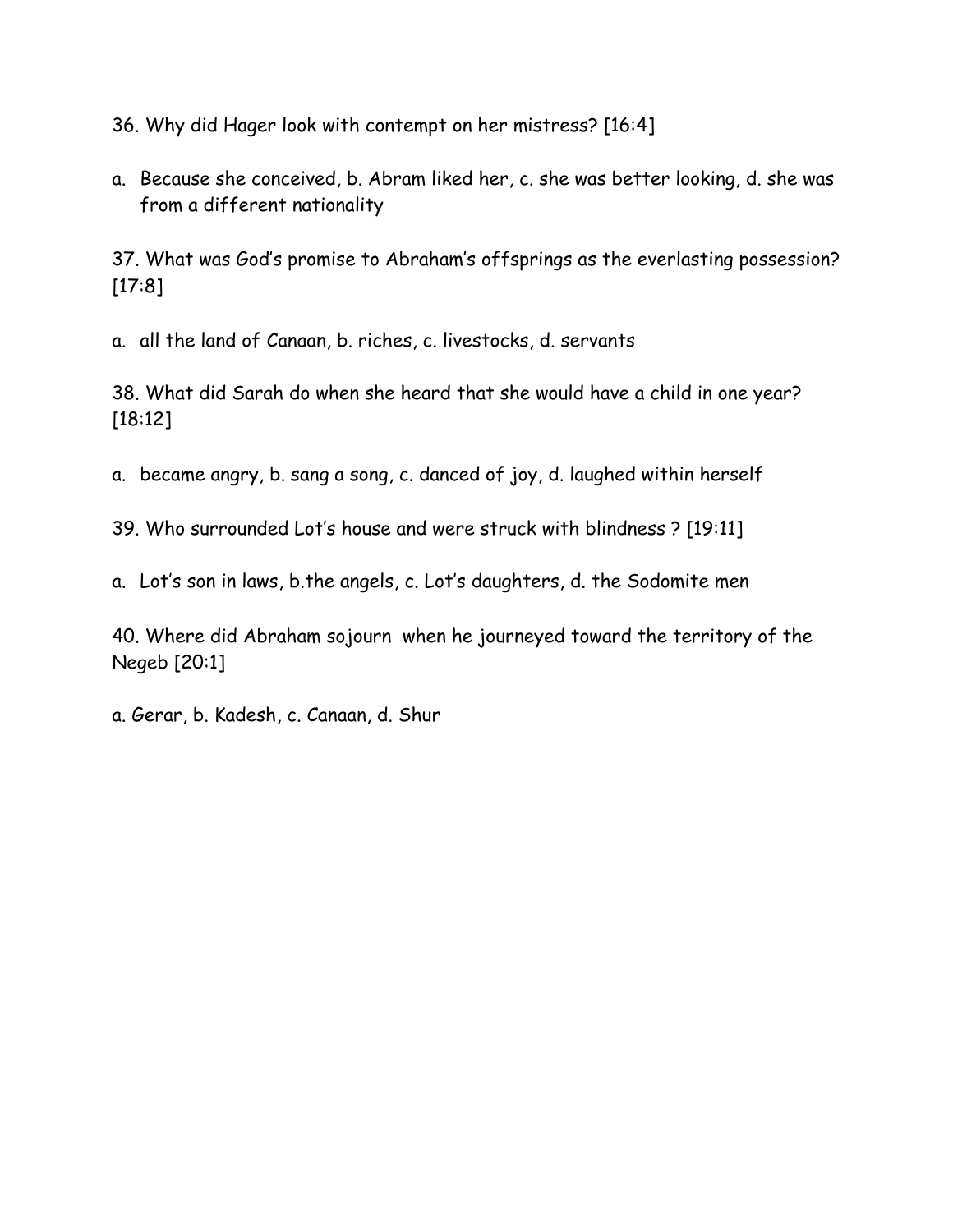36. Why did Hager look with contempt on her mistress? [16:4]

a. Because she conceived, b. Abram liked her, c. she was better looking, d. she was from a different nationality

37. What was God's promise to Abraham's offsprings as the everlasting possession? [17:8]

a. all the land of Canaan, b. riches, c. livestocks, d. servants

38. What did Sarah do when she heard that she would have a child in one year? [18:12]

a. became angry, b. sang a song, c. danced of joy, d. laughed within herself

39. Who surrounded Lot's house and were struck with blindness ? [19:11]

a. Lot's son in laws, b.the angels, c. Lot's daughters, d. the Sodomite men

40. Where did Abraham sojourn when he journeyed toward the territory of the Negeb [20:1]

a. Gerar, b. Kadesh, c. Canaan, d. Shur